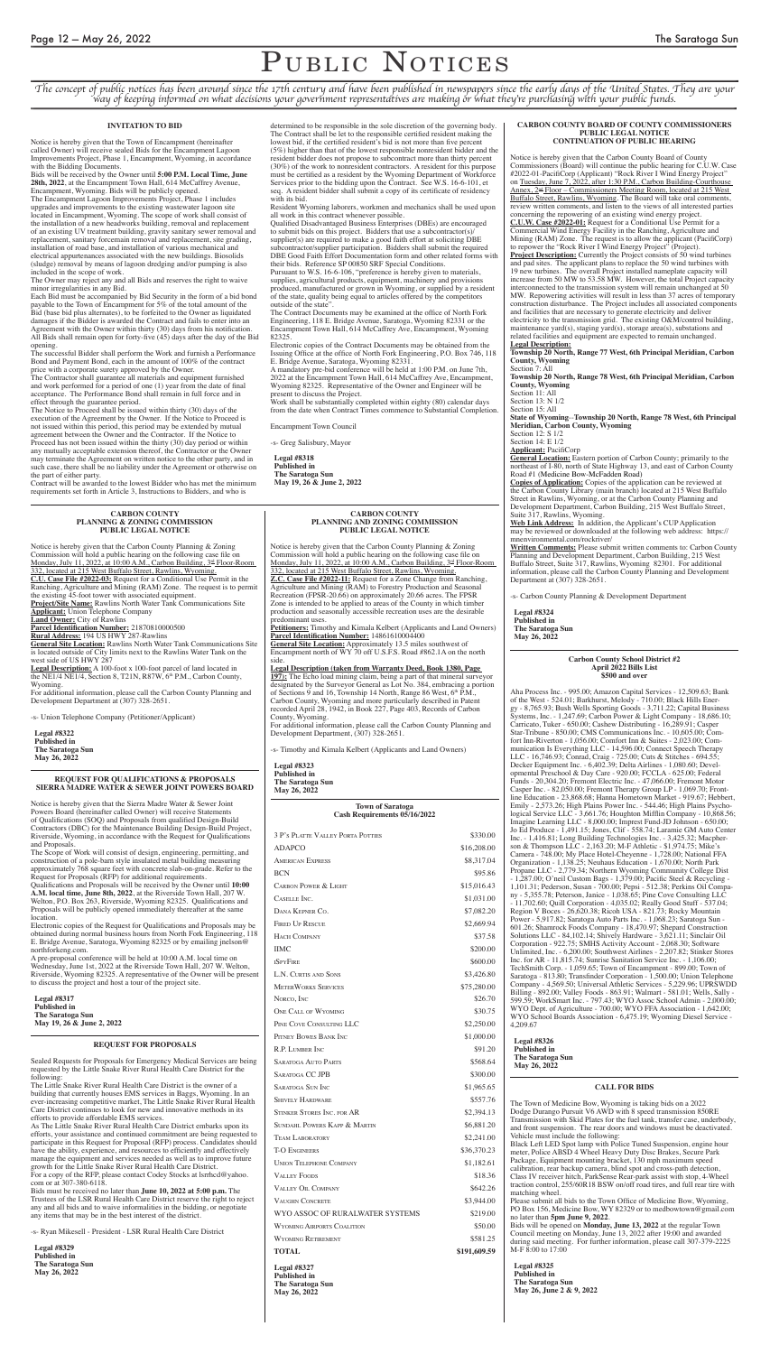# PUBLIC NOTICES

*The concept of public notices has been around since the 17th century and have been published in newspapers since the early days of the United States. They are your way of keeping informed on what decisions your government representatives are making or what they're purchasing with your public funds.*

## INVITATION TO BID

Notice is hereby given that the Town of Encampment (hereinafter called Owner) will receive sealed Bids for the Encampment Lagoon Improvements Project, Phase 1, Encampment, Wyoming, in accordance with the Bidding Documents.

Bids will be received by the Owner until **5:00 P.M. Local Time, June 28th, 2022**, at the Encampment Town Hall, 614 McCaffrey Avenue, Encampment, Wyoming. Bids will be publicly opened.

The Encampment Lagoon Improvements Project, Phase 1 includes upgrades and improvements to the existing wastewater lagoon site located in Encampment, Wyoming. The scope of work shall consist of the installation of a new headworks building, removal and replacement of an existing UV treatment building, gravity sanitary sewer removal and replacement, sanitary forcemain removal and replacement, site grading, installation of road base, and installation of various mechanical and electrical appurtenances associated with the new buildings. Biosolids (sludge) removal by means of lagoon dredging and/or pumping is also included in the scope of work.

The Owner may reject any and all Bids and reserves the right to waive minor irregularities in any Bid.

Each Bid must be accompanied by Bid Security in the form of a bid bond payable to the Town of Encampment for 5% of the total amount of the Bid (base bid plus alternates), to be forfeited to the Owner as liquidated damages if the Bidder is awarded the Contract and fails to enter into an Agreement with the Owner within thirty (30) days from his notification. All Bids shall remain open for forty-five (45) days after the day of the Bid opening.

The successful Bidder shall perform the Work and furnish a Performance Bond and Payment Bond, each in the amount of 100% of the contract price with a corporate surety approved by the Owner.

The Contractor shall guarantee all materials and equipment furnished and work performed for a period of one (1) year from the date of final acceptance. The Performance Bond shall remain in full force and in effect through the guarantee period.

The Notice to Proceed shall be issued within thirty (30) days of the execution of the Agreement by the Owner. If the Notice to Proceed is not issued within this period, this period may be extended by mutual agreement between the Owner and the Contractor. If the Notice to Proceed has not been issued within the thirty (30) day period or within any mutually acceptable extension thereof, the Contractor or the Owner may terminate the Agreement on written notice to the other party, and in such case, there shall be no liability under the Agreement or otherwise on the part of either party.

Contract will be awarded to the lowest Bidder who has met the minimum requirements set forth in Article 3, Instructions to Bidders, and who is determined to be responsible in the sole discretion of the governing body. The Contract shall be let to the responsible certified resident making the lowest bid, if the certified resident's bid is not more than five percent (5%) higher than that of the lowest responsible nonresident bidder and the resident bidder does not propose to subcontract more than thirty percent (30%) of the work to nonresident contractors. A resident for this purpose must be certified as a resident by the Wyoming Department of Workforce Services prior to the bidding upon the Contract. See W.S. 16-6-101, et seq. A resident bidder shall submit a copy of its certificate of residency with its bid.

Resident Wyoming laborers, workmen and mechanics shall be used upon all work in this contract whenever possible.

Qualified Disadvantaged Business Enterprises (DBEs) are encouraged to submit bids on this project. Bidders that use a subcontractor(s)/supplier(s) are required to make a good faith effort at soliciting DBE subcontractor/supplier participation. Bidders shall submit the required DBE Good Faith Effort Documentation form and other related forms with their bids. Reference SP 00850 SRF Special Conditions.

Pursuant to W.S. 16-6-106, "preference is hereby given to materials, supplies, agricultural products, equipment, machinery and provisions produced, manufactured or grown in Wyoming, or supplied by a resident of the state, quality being equal to articles offered by the competitors outside of the state".

The Contract Documents may be examined at the office of North Fork Engineering, 118 E. Bridge Avenue, Saratoga, Wyoming 82331 or the Encampment Town Hall, 614 McCaffrey Ave, Encampment, Wyoming 82325.

Electronic copies of the Contract Documents may be obtained from the Issuing Office at the office of North Fork Engineering, P.O. Box 746, 118 E. Bridge Avenue, Saratoga, Wyoming 82331.

A mandatory pre-bid conference will be held at 1:00 P.M. on June 7th, 2022 at the Encampment Town Hall, 614 McCaffrey Ave, Encampment, Wyoming 82325. Representative of the Owner and Engineer will be present to discuss the Project.

Work shall be substantially completed within eighty (80) calendar days from the date when Contract Times commence to Substantial Completion.

Encampment Town Council

-s- Greg Salisbury, Mayor

**Legal #8318**
**Published in**
**The Saratoga Sun**
**May 19, 26 & June 2, 2022**

## CARBON COUNTY PLANNING & ZONING COMMISSION PUBLIC LEGAL NOTICE

Notice is hereby given that the Carbon County Planning & Zoning Commission will hold a public hearing on the following case file on Monday, July 11, 2022, at 10:00 A.M., Carbon Building, 3rd Floor-Room 332, located at 215 West Buffalo Street, Rawlins, Wyoming.

**C.U. Case File #2022-03:** Request for a Conditional Use Permit in the Ranching, Agriculture and Mining (RAM) Zone. The request is to permit the existing 45-foot tower with associated equipment.

**Project/Site Name:** Rawlins North Water Tank Communications Site

**Applicant:** Union Telephone Company

**Land Owner:** City of Rawlins

**Parcel Identification Number:** 21870810000500

**Rural Address:** 194 US HWY 287-Rawlins

**General Site Location:** Rawlins North Water Tank Communications Site is located outside of City limits next to the Rawlins Water Tank on the west side of US HWY 287

**Legal Description:** A 100-foot x 100-foot parcel of land located in the NE1/4 NE1/4, Section 8, T21N, R87W, 6th P.M., Carbon County, Wyoming.

For additional information, please call the Carbon County Planning and Development Department at (307) 328-2651.

-s- Union Telephone Company (Petitioner/Applicant)

**Legal #8322**
**Published in**
**The Saratoga Sun**
**May 26, 2022**

## REQUEST FOR QUALIFICATIONS & PROPOSALS SIERRA MADRE WATER & SEWER JOINT POWERS BOARD

Notice is hereby given that the Sierra Madre Water & Sewer Joint Powers Board (hereinafter called Owner) will receive Statements of Qualifications (SOQ) and Proposals from qualified Design-Build Contractors (DBC) for the Maintenance Building Design-Build Project, Riverside, Wyoming, in accordance with the Request for Qualifications and Proposals.

The Scope of Work will consist of design, engineering, permitting, and construction of a pole-barn style insulated metal building measuring approximately 768 square feet with concrete slab-on-grade. Refer to the Request for Proposals (RFP) for additional requirements.

Qualifications and Proposals will be received by the Owner until **10:00 A.M. local time, June 8th, 2022**, at the Riverside Town Hall, 207 W. Welton, P.O. Box 263, Riverside, Wyoming 82325. Qualifications and Proposals will be publicly opened immediately thereafter at the same location.

Electronic copies of the Request for Qualifications and Proposals may be obtained during normal business hours from North Fork Engineering, 118 E. Bridge Avenue, Saratoga, Wyoming 82325 or by emailing jnelson@northforkeng.com.

A pre-proposal conference will be held at 10:00 A.M. local time on Wednesday, June 1st, 2022 at the Riverside Town Hall, 207 W. Welton, Riverside, Wyoming 82325. A representative of the Owner will be present to discuss the project and host a tour of the project site.

**Legal #8317**
**Published in**
**The Saratoga Sun**
**May 19, 26 & June 2, 2022**

## REQUEST FOR PROPOSALS

Sealed Requests for Proposals for Emergency Medical Services are being requested by the Little Snake River Rural Health Care District for the following:

The Little Snake River Rural Health Care District is the owner of a building that currently houses EMS services in Baggs, Wyoming. In an ever-increasing competitive market, The Little Snake River Rural Health Care District continues to look for new and innovative methods in its efforts to provide affordable EMS services.

As The Little Snake River Rural Health Care District embarks upon its efforts, your assistance and continued commitment are being requested to participate in this Request for Proposal (RFP) process. Candidates should have the ability, experience, and resources to efficiently and effectively manage the equipment and services needed as well as to improve future growth for the Little Snake River Rural Health Care District.

For a copy of the RFP, please contact Codey Stocks at lsrrhcd@yahoo.com or at 307-380-6118.

Bids must be received no later than **June 10, 2022 at 5:00 p.m.** The Trustees of the LSR Rural Health Care District reserve the right to reject any and all bids and to waive informalities in the bidding, or negotiate any items that may be in the best interest of the district.

-s- Ryan Mikesell - President - LSR Rural Health Care District

**Legal #8329**
**Published in**
**The Saratoga Sun**
**May 26, 2022**

## CARBON COUNTY PLANNING AND ZONING COMMISSION PUBLIC LEGAL NOTICE

Notice is hereby given that the Carbon County Planning & Zoning Commission will hold a public hearing on the following case file on Monday, July 11, 2022, at 10:00 A.M., Carbon Building, 3rd Floor-Room 332, located at 215 West Buffalo Street, Rawlins, Wyoming.

**Z.C. Case File #2022-11:** Request for a Zone Change from Ranching, Agriculture and Mining (RAM) to Forestry Production and Seasonal Recreation (FPSR-20.66) on approximately 20.66 acres. The FPSR Zone is intended to be applied to areas of the County in which timber production and seasonally accessible recreation uses are the desirable predominant uses.

**Petitioners:** Timothy and Kimala Kelbert (Applicants and Land Owners)

**Parcel Identification Number:** 14861610004400

**General Site Location:** Approximately 13.5 miles southwest of Encampment north of WY 70 off U.S.F.S. Road #862.1A on the north side.

**Legal Description (taken from Warranty Deed, Book 1380, Page 197):** The Echo load mining claim, being a part of that mineral surveyor designated by the Surveyor General as Lot No. 384, embracing a portion of Sections 9 and 16, Township 14 North, Range 86 West, 6th P.M., Carbon County, Wyoming and more particularly described in Patent recorded April 28, 1942, in Book 227, Page 403, Records of Carbon County, Wyoming.

For additional information, please call the Carbon County Planning and Development Department, (307) 328-2651.

-s- Timothy and Kimala Kelbert (Applicants and Land Owners)

**Legal #8323**
**Published in**
**The Saratoga Sun**
**May 26, 2022**

## Town of Saratoga Cash Requirements 05/16/2022

| | |
|---|---|
| 3 P's Platte Valley Porta Potties | $330.00 |
| ADAPCO | $16,208.00 |
| American Express | $8,317.04 |
| BCN | $95.86 |
| Carbon Power & Light | $15,016.43 |
| Caselle Inc. | $1,031.00 |
| Dana Kepner Co. | $7,082.20 |
| Fired Up Rescue | $2,669.94 |
| Hach Company | $37.58 |
| IIMC | $200.00 |
| iSpyFire | $600.00 |
| L.N. Curtis and Sons | $3,426.80 |
| MeterWorks Services | $75,280.00 |
| Norco, Inc | $26.70 |
| One Call of Wyoming | $30.75 |
| Pine Cove Consulting LLC | $2,250.00 |
| Pitney Bowes Bank Inc | $1,000.00 |
| R.P. Lumber Inc | $91.20 |
| Saratoga Auto Parts | $568.64 |
| Saratoga CC JPB | $300.00 |
| Saratoga Sun Inc | $1,965.65 |
| Shively Hardware | $557.76 |
| Stinker Stores Inc. for AR | $2,394.13 |
| Sundahl Powers Kapp & Martin | $6,881.20 |
| Team Laboratory | $2,241.00 |
| T-O Engineers | $36,370.23 |
| Union Telephone Company | $1,182.61 |
| Valley Foods | $18.36 |
| Valley Oil Company | $642.26 |
| Vaughn Concrete | $3,944.00 |
| WYO ASSOC OF RURALWATER SYSTEMS | $219.00 |
| Wyoming Airports Coalition | $50.00 |
| Wyoming Retirement | $581.25 |
| **TOTAL** | **$191,609.59** |

**Legal #8327**
**Published in**
**The Saratoga Sun**
**May 26, 2022**

## CARBON COUNTY BOARD OF COUNTY COMMISSIONERS PUBLIC LEGAL NOTICE CONTINUATION OF PUBLIC HEARING

Notice is hereby given that the Carbon County Board of County Commissioners (Board) will continue the public hearing for C.U.W. Case #2022-01-PacifiCorp (Applicant) "Rock River I Wind Energy Project" on Tuesday, June 7, 2022, after 1:30 P.M., Carbon Building-Courthouse Annex, 2nd Floor – Commissioners Meeting Room, located at 215 West Buffalo Street, Rawlins, Wyoming. The Board will take oral comments, review written comments, and listen to the views of all interested parties concerning the repowering of an existing wind energy project.

**C.U.W. Case #2022-01:** Request for a Conditional Use Permit for a Commercial Wind Energy Facility in the Ranching, Agriculture and Mining (RAM) Zone. The request is to allow the applicant (PacifiCorp) to repower the "Rock River I Wind Energy Project" (Project).

**Project Description:** Currently the Project consists of 50 wind turbines and pad sites. The applicant plans to replace the 50 wind turbines with 19 new turbines. The overall Project installed nameplate capacity will increase from 50 MW to 53.58 MW. However, the total Project capacity interconnected to the transmission system will remain unchanged at 50 MW. Repowering activities will result in less than 37 acres of temporary construction disturbance. The Project includes all associated components and facilities that are necessary to generate electricity and deliver electricity to the transmission grid. The existing O&M/control building, maintenance yard(s), staging area(s), storage area(s), substations and related facilities and equipment are expected to remain unchanged.

**Legal Description:**

**Township 20 North, Range 77 West, 6th Principal Meridian, Carbon County, Wyoming**
Section 7: All

**Township 20 North, Range 78 West, 6th Principal Meridian, Carbon County, Wyoming**
Section 11: All
Section 13: N 1/2
Section 15: All

**State of Wyoming–Township 20 North, Range 78 West, 6th Principal Meridian, Carbon County, Wyoming**
Section 12: S 1/2
Section 14: E 1/2

**Applicant:** PacifiCorp

**General Location:** Eastern portion of Carbon County; primarily to the northeast of I-80, north of State Highway 13, and east of Carbon County Road #1 (Medicine Bow-McFadden Road)

**Copies of Application:** Copies of the application can be reviewed at the Carbon County Library (main branch) located at 215 West Buffalo Street in Rawlins, Wyoming, or at the Carbon County Planning and Development Department, Carbon Building, 215 West Buffalo Street, Suite 317, Rawlins, Wyoming.

**Web Link Address:** In addition, the Applicant's CUP Application may be reviewed or downloaded at the following web address: https://mnenvironmental.com/rockriver/

**Written Comments:** Please submit written comments to: Carbon County Planning and Development Department, Carbon Building, 215 West Buffalo Street, Suite 317, Rawlins, Wyoming 82301. For additional information, please call the Carbon County Planning and Development Department at (307) 328-2651.

-s- Carbon County Planning & Development Department

**Legal #8324**
**Published in**
**The Saratoga Sun**
**May 26, 2022**

## Carbon County School District #2 April 2022 Bills List $500 and over

Aha Process Inc. - 995.00; Amazon Capital Services - 12,509.63; Bank of the West - 524.01; Barkhurst, Melody - 710.00; Black Hills Energy - 8,765.93; Bush Wells Sporting Goods - 3,711.22; Capital Business Systems, Inc. - 1,247.69; Carbon Power & Light Company - 18,686.10; Carricato, Tuker - 650.00; Cashew Distributing - 16,289.91; Casper Star-Tribune - 850.00; CMS Communications Inc. - 10,605.00; Comfort Inn-Riverton - 1,056.00; Comfort Inn & Suites - 2,023.00; Communication Is Everything LLC - 14,596.00; Connect Speech Therapy LLC - 16,746.93; Conrad, Craig - 725.00; Cuts & Stitches - 694.55; Decker Equipment Inc. - 6,402.39; Delta Airlines - 1,080.60; Developmental Preschool & Day Care - 920.00; FCCLA - 625.00; Federal Funds - 20,304.20; Fremont Electric Inc. - 47,066.00; Fremont Motor Casper Inc. - 82,050.00; Fremont Therapy Group LP - 1,069.70; Frontline Education - 23,868.68; Hanna Hometown Market - 919.67; Hebbert, Emily - 2,573.26; High Plains Power Inc. - 544.46; High Plains Psychological Service LLC - 3,661.76; Houghton Mifflin Company - 10,868.56; Imagine Learning LLC - 8,000.00; Imprest Fund-JD Johnson - 650.00; Jo Ed Produce - 1,491.15; Jones, Clif - 558.74; Laramie GM Auto Center Inc. - 1,416.81; Long Building Technologies Inc. - 3,425.32; Macpherson & Thompson LLC - 2,163.20; M-F Athletic - $1,974.75; Mike's Camera - 748.00; My Place Hotel-Cheyenne - 1,728.00; National FFA Organization - 1,138.25; Neuhaus Education - 1,670.00; North Park Propane LLC - 2,779.34; Northern Wyoming Community College Dist - 1,287.00; O'neil Custom Bags - 1,379.00; Pacific Steel & Recycling - 1,101.31; Pederson, Susan - 700.00; Pepsi - 512.38; Perkins Oil Company - 5,355.78; Peterson, Janice - 1,038.65; Pine Cove Consulting LLC - 11,702.60; Quill Corporation - 4,035.02; Really Good Stuff - 537.04; Region V Boces - 26,620.38; Ricoh USA - 821.73; Rocky Mountain Power - 5,917.82; Saratoga Auto Parts Inc. - 1,068.23; Saratoga Sun - 601.26; Shamrock Foods Company - 18,470.97; Shepard Construction Solutions LLC - 84,102.14; Shively Hardware - 3,621.11; Sinclair Oil Corporation - 922.75; SMHS Activity Account - 2,068.30; Software Unlimited, Inc. - 6,200.00; Southwest Airlines - 2,207.82; Stinker Stores Inc. for AR - 11,815.74; Sunrise Sanitation Service Inc. - 1,106.00; TechSmith Corp. - 1,059.65; Town of Encampment - 899.00; Town of Saratoga - 813.80; Transfinder Corporation - 1,500.00; Union Telephone Company - 4,569.50; Universal Athletic Series - 5,229.96; UPRSWDD Billing - 892.00; Valley Foods - 863.91; Walmart - 581.01; Wells, Sally - 599.59; WorkSmart Inc. - 797.43; WYO Assoc School Admin - 2,000.00; WYO Dept. of Agriculture - 700.00; WYO FFA Association - 1,642.00; WYO School Boards Association - 6,475.19; Wyoming Diesel Service - 4,209.67

**Legal #8326**
**Published in**
**The Saratoga Sun**
**May 26, 2022**

## CALL FOR BIDS

The Town of Medicine Bow, Wyoming is taking bids on a 2022 Dodge Durango Pursuit V6 AWD with 8 speed transmission 850RE Transmission with Skid Plates for the fuel tank, transfer case, underbody, and front suspension. The rear doors and windows must be deactivated. Vehicle must include the following:

Black Left LED Spot lamp with Police Tuned Suspension, engine hour meter, Police ABSD 4 Wheel Heavy Duty Disc Brakes, Secure Park Package, Equipment mounting bracket, 130 mph maximum speed calibration, rear backup camera, blind spot and cross-path detection, Class IV receiver hitch, ParkSense Rear-park assist with stop, 4-Wheel traction control, 255/60R18 BSW on/off road tires, and full rear tire with matching wheel.

Please submit all bids to the Town Office of Medicine Bow, Wyoming, PO Box 156, Medicine Bow, WY 82329 or to medbowtown@gmail.com no later than **5pm June 9, 2022**.

Bids will be opened on **Monday, June 13, 2022** at the regular Town Council meeting on Monday, June 13, 2022 after 19:00 and awarded during said meeting. For further information, please call 307-379-2225 M-F 8:00 to 17:00

**Legal #8325**
**Published in**
**The Saratoga Sun**
**May 26, June 2 & 9, 2022**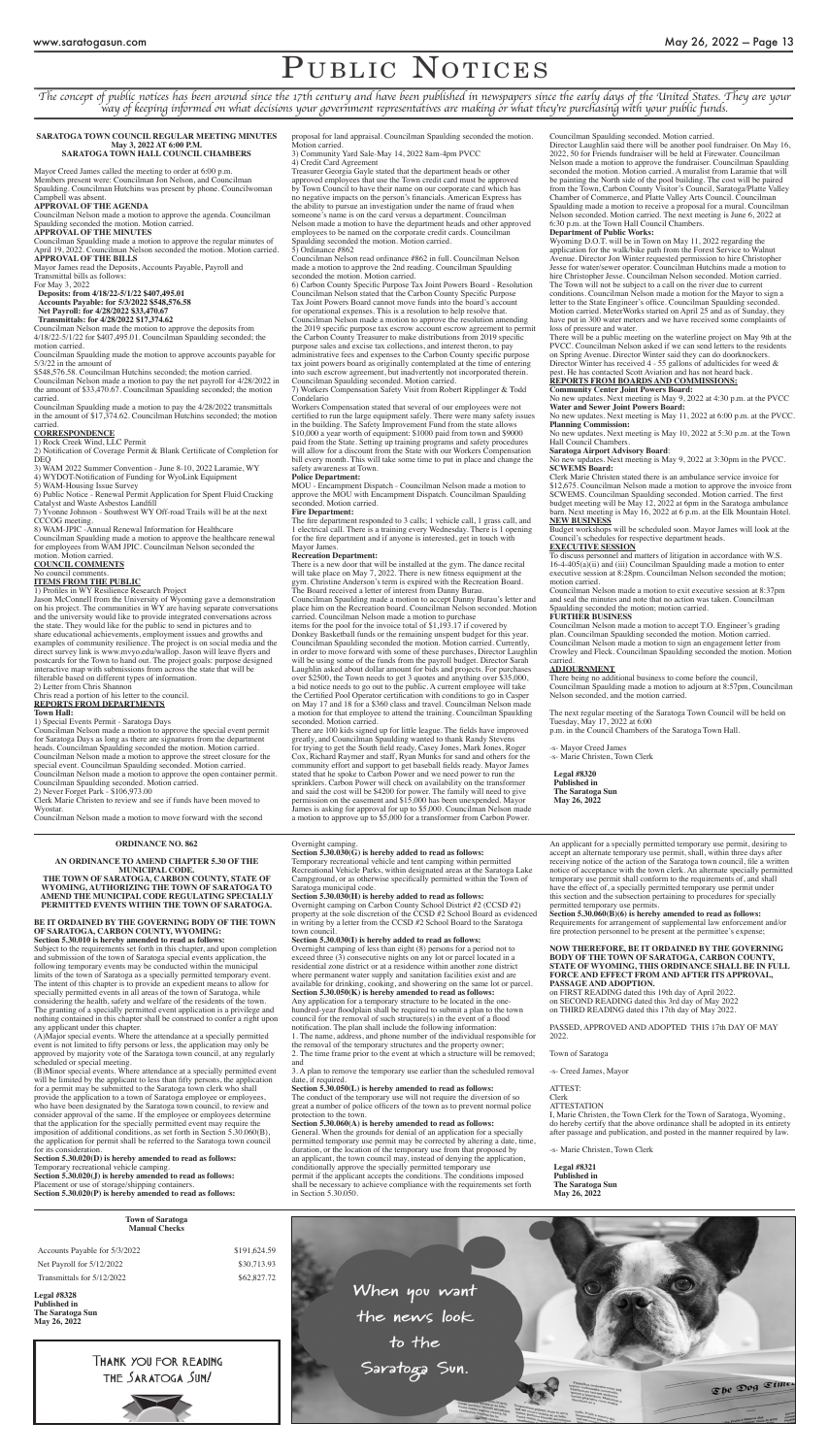# PUBLIC NOTICES

*The concept of public notices has been around since the 17th century and have been published in newspapers since the early days of the United States. They are your way of keeping informed on what decisions your government representatives are making or what they're purchasing with your public funds.*

**SARATOGA TOWN COUNCIL REGULAR MEETING MINUTES**
**May 3, 2022 AT 6:00 P.M.**
**SARATOGA TOWN HALL COUNCIL CHAMBERS**

Mayor Creed James called the meeting to order at 6:00 p.m.
Members present were: Councilman Jon Nelson, and Councilman Spaulding. Councilman Hutchins was present by phone. Councilwoman Campbell was absent.

**APPROVAL OF THE AGENDA**
Councilman Nelson made a motion to approve the agenda. Councilman Spaulding seconded the motion. Motion carried.

**APPROVAL OF THE MINUTES**
Councilman Spaulding made a motion to approve the regular minutes of April 19, 2022. Councilman Nelson seconded the motion. Motion carried.

**APPROVAL OF THE BILLS**
Mayor James read the Deposits, Accounts Payable, Payroll and Transmittal bills as follows:
For May 3, 2022
**Deposits: from 4/18/22-5/1/22 $407,495.01**
**Accounts Payable: for 5/3/2022 $548,576.58**
**Net Payroll: for 4/28/2022 $33,470.67**
**Transmittals: for 4/28/2022 $17,374.62**
Councilman Nelson made the motion to approve the deposits from 4/18/22-5/1/22 for $407,495.01. Councilman Spaulding seconded; the motion carried.
Councilman Spaulding made the motion to approve accounts payable for 5/3/22 in the amount of $548,576.58. Councilman Hutchins seconded; the motion carried.
Councilman Nelson made a motion to pay the net payroll for 4/28/2022 in the amount of $33,470.67. Councilman Spaulding seconded; the motion carried.
Councilman Spaulding made a motion to pay the 4/28/2022 transmittals in the amount of $17,374.62. Councilman Hutchins seconded; the motion carried.

**CORRESPONDENCE**
1) Rock Creek Wind, LLC Permit
2) Notification of Coverage Permit & Blank Certificate of Completion for DEQ
3) WAM 2022 Summer Convention - June 8-10, 2022 Laramie, WY
4) WYDOT-Notification of Funding for WyoLink Equipment
5) WAM-Housing Issue Survey
6) Public Notice - Renewal Permit Application for Spent Fluid Cracking Catalyst and Waste Asbestos Landfill
7) Yvonne Johnson - Southwest WY Off-road Trails will be at the next CCCOG meeting.
8) WAM-JPIC - Annual Renewal Information for Healthcare
Councilman Spaulding made a motion to approve the healthcare renewal for employees from WAM JPIC. Councilman Nelson seconded the motion. Motion carried.

**COUNCIL COMMENTS**
No council comments.

**ITEMS FROM THE PUBLIC**
1) Profiles in WY Resilience Research Project
Jason McConnell from the University of Wyoming gave a demonstration on his project. The communities in WY are having separate conversations and the university would like to provide integrated conversations across the state. They would like for the public to send in pictures and to share educational achievements, employment issues and growths and examples of community resilience. The project is on social media and the direct survey link is www.mvyo.edu/wallop. Jason will leave flyers and postcards for the Town to hand out. The project goals: purpose designed interactive map with submissions from across the state that will be filterable based on different types of information.
2) Letter from Chris Shannon
Chris read a portion of his letter to the council.

**REPORTS FROM DEPARTMENTS**
**Town Hall:**
1) Special Events Permit - Saratoga Days
Councilman Nelson made a motion to approve the special event permit for Saratoga Days as long as there are signatures from the department heads. Councilman Spaulding seconded the motion. Motion carried. Councilman Nelson made a motion to approve the street closure for the special event. Councilman Spaulding seconded. Motion carried. Councilman Nelson made a motion to approve the open container permit. Councilman Spaulding seconded. Motion carried.
2) Never Forget Park - $106,973.00
Clerk Marie Christen to review and see if funds have been moved to Wyostar.
Councilman Nelson made a motion to move forward with the second proposal for land appraisal. Councilman Spaulding seconded the motion. Motion carried.
3) Community Yard Sale-May 14, 2022 8am-4pm PVCC
4) Credit Card Agreement
Treasurer Georgia Gayle stated that the department heads or other approved employees that use the Town credit card must be approved by Town Council to have their name on our corporate card which has no negative impacts on the person's financials. American Express has the ability to pursue an investigation under the name of fraud when someone's name is on the card versus a department. Councilman Nelson made a motion to have the department heads and other approved employees to be named on the corporate credit cards. Councilman Spaulding seconded the motion. Motion carried.
5) Ordinance #862
Councilman Nelson read ordinance #862 in full. Councilman Nelson made a motion to approve the 2nd reading. Councilman Spaulding seconded the motion. Motion carried.
6) Carbon County Specific Purpose Tax Joint Powers Board - Resolution
Councilman Nelson stated that the Carbon County Specific Purpose Tax Joint Powers Board cannot move funds into the board's account for operational expenses. This is a resolution to help resolve that. Councilman Nelson made a motion to approve the resolution amending the 2019 specific purpose tax escrow account escrow agreement to permit the Carbon County Treasurer to make distributions from 2019 specific purpose sales and excise tax collections, and interest theron, to pay administrative fees and expenses to the Carbon County specific purpose tax joint powers board as originally contemplated at the time of entering into such escrow agreement, but inadvertently not incorporated therein. Councilman Spaulding seconded. Motion carried.
7) Workers Compensation Safety Visit from Robert Ripplinger & Todd Candelario
Workers Compensation stated that several of our employees were not certified to run the large equipment safely. There were many safety issues in the building. The Safety Improvement Fund from the state allows $10,000 a year worth of equipment: $1000 paid from town and $9000 paid from the State. Setting up training programs and safety procedures will allow for a discount from the State with our Workers Compensation bill every month. This will take some time to put in place and change the safety awareness at Town.

**Police Department:**
MOU - Encampment Dispatch - Councilman Nelson made a motion to approve the MOU with Encampment Dispatch. Councilman Spaulding seconded. Motion carried.

**Fire Department:**
The fire department responded to 3 calls; 1 vehicle call, 1 grass call, and 1 electrical call. There is a training every Wednesday. There is 1 opening for the fire department and if anyone is interested, get in touch with Mayor James.

**Recreation Department:**
There is a new door that will be installed at the gym. The dance recital will take place on May 7, 2022. There is new fitness equipment at the gym. Christine Anderson's term is expired with the Recreation Board. The Board received a letter of interest from Danny Burau.
Councilman Spaulding made a motion to accept Danny Burau's letter and place him on the Recreation board. Councilman Nelson seconded. Motion carried. Councilman Nelson made a motion to purchase items for the pool for the invoice total of $1,193.17 if covered by Donkey Basketball funds or the remaining unspent budget for this year. Councilman Spaulding seconded the motion. Motion carried. Currently, in order to move forward with some of these purchases, Director Laughlin will be using some of the funds from the payroll budget. Director Sarah Laughlin asked about dollar amount for bids and projects. For purchases over $2500, the Town needs to get 3 quotes and anything over $35,000, a bid notice needs to go out to the public. A current employee will take the Certified Pool Operator certification with conditions to go in Casper on May 17 and 18 for a $360 class and travel. Councilman Nelson made a motion for that employee to attend the training. Councilman Spaulding seconded. Motion carried.
There are 100 kids signed up for little league. The fields have improved greatly, and Councilman Spaulding wanted to thank Randy Stevens for trying to get the South field ready, Casey Jones, Mark Jones, Roger Cox, Richard Raymer and staff, Ryan Munks for sand and others for the community effort and support to get baseball fields ready. Mayor James stated that he spoke to Carbon Power and we need power to run the sprinklers. Carbon Power will check on availability on the transformer and said the cost will be $4200 for power. The family will need to give permission on the easement and $15,000 has been unexpended. Mayor James is asking for approval for up to $5,000. Councilman Nelson made a motion to approve up to $5,000 for a transformer from Carbon Power.
Councilman Spaulding seconded. Motion carried.
Director Laughlin said there will be another pool fundraiser. On May 16, 2022, 50 for Friends fundraiser will be held at Firewater. Councilman Nelson made a motion to approve the fundraiser. Councilman Spaulding seconded the motion. Motion carried. A muralist from Laramie that will be painting the North side of the pool building. The cost will be paired from the Town, Carbon County Visitor's Council, Saratoga/Platte Valley Chamber of Commerce, and Platte Valley Arts Council. Councilman Spaulding made a motion to receive a proposal for a mural. Councilman Nelson seconded. Motion carried. The next meeting is June 6, 2022 at 6:30 p.m. at the Town Hall Council Chambers.

**Department of Public Works:**
Wyoming D.O.T. will be in Town on May 11, 2022 regarding the application for the walk/bike path from the Forest Service to Walnut Avenue. Director Jon Winter requested permission to hire Christopher Jesse for water/sewer operator. Councilman Hutchins made a motion to hire Christopher Jesse. Councilman Nelson seconded. Motion carried. The Town will not be subject to a call on the river due to current conditions. Councilman Nelson made a motion for the Mayor to sign a letter to the State Engineer's office. Councilman Spaulding seconded. Motion carried. MeterWorks started on April 25 and as of Sunday, they have put in 300 water meters and we have received some complaints of loss of pressure and water.
There will be a public meeting on the waterline project on May 9th at the PVCC. Councilman Nelson asked if we can send letters to the residents on Spring Avenue. Director Winter said they can do doorknockers. Director Winter has received 4 - 55 gallons of adulticides for weed & pest. He has contacted Scott Aviation and has not heard back.

**REPORTS FROM BOARDS AND COMMISSIONS:**
**Community Center Joint Powers Board:**
No new updates. Next meeting is May 9, 2022 at 4:30 p.m. at the PVCC
**Water and Sewer Joint Powers Board:**
No new updates. Next meeting is May 11, 2022 at 6:00 p.m. at the PVCC.
**Planning Commission:**
No new updates. Next meeting is May 10, 2022 at 5:30 p.m. at the Town Hall Council Chambers.
**Saratoga Airport Advisory Board:**
No new updates. Next meeting is May 9, 2022 at 3:30pm in the PVCC.
**SCWEMS Board:**
Clerk Marie Christen stated there is an ambulance service invoice for $12,675. Councilman Nelson made a motion to approve the invoice from SCWEMS. Councilman Spaulding second. Motion carried. The first budget meeting will be May 12, 2022 at 6pm in the Saratoga ambulance barn. Next meeting is May 16, 2022 at 6 p.m. at the Elk Mountain Hotel.

**NEW BUSINESS**
Budget workshops will be scheduled soon. Mayor James will look at the Council's schedules for respective department heads.

**EXECUTIVE SESSION**
To discuss personnel and matters of litigation in accordance with W.S. 16-4-405(a)(ii) and (iii) Councilman Spaulding made a motion to enter executive session at 8:28pm. Councilman Nelson seconded the motion; motion carried.
Councilman Nelson made a motion to exit executive session at 8:37pm and seal the minutes and note that no action was taken. Councilman Spaulding seconded the motion; motion carried.

**FURTHER BUSINESS**
Councilman Nelson made a motion to accept T.O. Engineer's grading plan. Councilman Spaulding seconded the motion. Motion carried. Councilman Nelson made a motion to sign an engagement letter from Crowley and Fleck. Councilman Spaulding seconded the motion. Motion carried.

**ADJOURNMENT**
There being no additional business to come before the council, Councilman Spaulding made a motion to adjourn at 8:57pm, Councilman Nelson seconded, and the motion carried.

The next regular meeting of the Saratoga Town Council will be held on Tuesday, May 17, 2022 at 6:00 p.m. in the Council Chambers of the Saratoga Town Hall.

-s- Mayor Creed James
-s- Marie Christen, Town Clerk

**Legal #8320**
**Published in**
**The Saratoga Sun**
**May 26, 2022**

---

**ORDINANCE NO. 862**

**AN ORDINANCE TO AMEND CHAPTER 5.30 OF THE MUNICIPAL CODE.**
**THE TOWN OF SARATOGA, CARBON COUNTY, STATE OF WYOMING, AUTHORIZING THE TOWN OF SARATOGA TO AMEND THE MUNICIPAL CODE REGULATING SPECIALLY PERMITTED EVENTS WITHIN THE TOWN OF SARATOGA.**

**BE IT ORDAINED BY THE GOVERNING BODY OF THE TOWN OF SARATOGA, CARBON COUNTY, WYOMING:**
**Section 5.30.010 is hereby amended to read as follows:**
Subject to the requirements set forth in this chapter, and upon completion and submission of the town of Saratoga special events application, the following temporary events may be conducted within the municipal limits of the town of Saratoga as a specially permitted temporary event. The intent of this chapter is to provide an expedient means to allow for specially permitted events in all areas of the town of Saratoga, while considering the health, safety and welfare of the residents of the town. The granting of a specially permitted event application is a privilege and nothing contained in this chapter shall be construed to confer a right upon any applicant under this chapter.
(A)Major special events. Where the attendance at a specially permitted event is not limited to fifty persons or less, the application may only be approved by majority vote of the Saratoga town council, at any regularly scheduled or special meeting.
(B)Minor special events. Where attendance at a specially permitted event will be limited by the applicant to less than fifty persons, the application for a permit may be submitted to the Saratoga town clerk who shall provide the application to a town of Saratoga employee or employees, who have been designated by the Saratoga town council, to review and consider approval of the same. If the employee or employees determine that the application for the specially permitted event may require the imposition of additional conditions, as set forth in Section 5.30.060(B), the application for permit shall be referred to the Saratoga town council for its consideration.
**Section 5.30.020(D) is hereby amended to read as follows:**
Temporary recreational vehicle camping.
**Section 5.30.020(J) is hereby amended to read as follows:**
Placement or use of storage/shipping containers.
**Section 5.30.020(P) is hereby amended to read as follows:**
Overnight camping.
**Section 5.30.030(G) is hereby added to read as follows:**
Temporary recreational vehicle and tent camping within permitted Recreational Vehicle Parks, within designated areas at the Saratoga Lake Campground, or as otherwise specifically permitted within the Town of Saratoga municipal code.
**Section 5.30.030(H) is hereby added to read as follows:**
Overnight camping on Carbon County School District #2 (CCSD #2) property at the sole discretion of the CCSD #2 School Board as evidenced in writing by a letter from the CCSD #2 School Board to the Saratoga town council.
**Section 5.30.030(I) is hereby added to read as follows:**
Overnight camping of less than eight (8) persons for a period not to exceed three (3) consecutive nights on any lot or parcel located in a residential zone district or at a residence within another zone district where permanent water supply and sanitation facilities exist and are available for drinking, cooking, and showering on the same lot or parcel.
**Section 5.30.050(K) is hereby amended to read as follows:**
Any application for a temporary structure to be located in the one-hundred-year floodplain shall be required to submit a plan to the town council for the removal of such structure(s) in the event of a flood notification. The plan shall include the following information:
1. The name, address, and phone number of the individual responsible for the removal of the temporary structures and the property owner;
2. The time frame prior to the event at which a structure will be removed; and
3. A plan to remove the temporary use earlier than the scheduled removal date, if required.
**Section 5.30.050(L) is hereby amended to read as follows:**
The conduct of the temporary use will not require the diversion of so great a number of police officers of the town as to prevent normal police protection to the town.
**Section 5.30.060(A) is hereby amended to read as follows:**
General. When the grounds for denial of an application for a specially permitted temporary use permit may be corrected by altering a date, time, duration, or the location of the temporary use from that proposed by an applicant, the town council may, instead of denying the application, conditionally approve the specially permitted temporary use permit if the applicant accepts the conditions. The conditions imposed shall be necessary to achieve compliance with the requirements set forth in Section 5.30.050.
An applicant for a specially permitted temporary use permit, desiring to accept an alternate temporary use permit, shall, within three days after receiving notice of the action of the Saratoga town council, file a written notice of acceptance with the town clerk. An alternate specially permitted temporary use permit shall conform to the requirements of, and shall have the effect of, a specially permitted temporary use permit under this section and the subsection pertaining to procedures for specially permitted temporary use permits.
**Section 5.30.060(B)(6) is hereby amended to read as follows:**
Requirements for arrangement of supplemental law enforcement and/or fire protection personnel to be present at the permittee's expense;

**NOW THEREFORE, BE IT ORDAINED BY THE GOVERNING BODY OF THE TOWN OF SARATOGA, CARBON COUNTY, STATE OF WYOMING, THIS ORDINANCE SHALL BE IN FULL FORCE AND EFFECT FROM AND AFTER ITS APPROVAL, PASSAGE AND ADOPTION.**
on FIRST READING dated this 19th day of April 2022.
on SECOND READING dated this 3rd day of May 2022
on THIRD READING dated this 17th day of May 2022.

PASSED, APPROVED AND ADOPTED THIS 17th DAY OF MAY 2022.

Town of Saratoga

-s- Creed James, Mayor

ATTEST:
Clerk
ATTESTATION
I, Marie Christen, the Town Clerk for the Town of Saratoga, Wyoming, do hereby certify that the above ordinance shall be adopted in its entirety after passage and publication, and posted in the manner required by law.

-s- Marie Christen, Town Clerk

**Legal #8321**
**Published in**
**The Saratoga Sun**
**May 26, 2022**

---

**Town of Saratoga**
**Manual Checks**

| | |
|---|---|
| Accounts Payable for 5/3/2022 | $191,624.59 |
| Net Payroll for 5/12/2022 | $30,713.93 |
| Transmittals for 5/12/2022 | $62,827.72 |

**Legal #8328**
**Published in**
**The Saratoga Sun**
**May 26, 2022**

THANK YOU FOR READING THE SARATOGA SUN!

When you want the news look to the Saratoga Sun.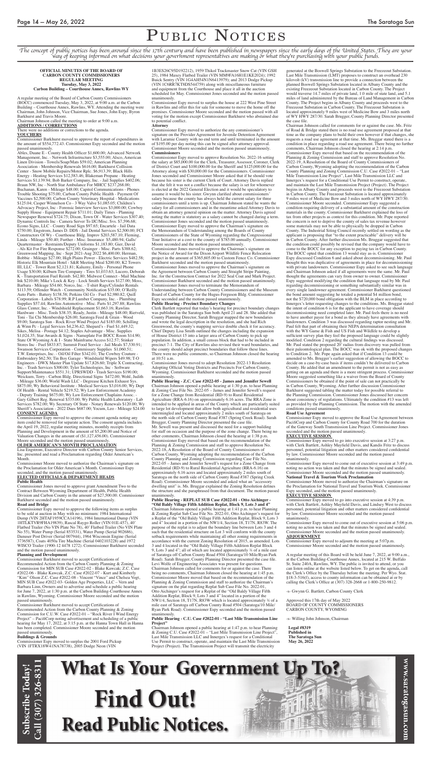# Public Notices

*The concept of public notices has been around since the 17th century and have been published in newspapers since the early days of the United States. They are your way of keeping informed on what decisions your government representatives are making or what they're purchasing with your public funds.*

**OFFICIAL MINUTES OF THE BOARD OF CARBON COUNTY COMMISSIONERS REGULAR MEETING Tuesday, May 3, 2022 Carbon Building – Courthouse Annex, Rawlins WY**

A regular meeting of the Board of Carbon County Commissioners (BOCC) commenced Tuesday, May 3, 2022, at 9:00 a.m. at the Carbon Building – Courthouse Annex, Rawlins, WY. Attending the meeting were Chairman, John Johnson, Vice Chairman, Sue Jones, John Espy, Byron Barkhurst and Travis Moore.

Chairman Johnson called the meeting to order at 9:00 a.m.

**ADDITIONS / CORRECTIONS**

There were no additions or corrections to the agenda.

**VOUCHERS**

Commissioner Barkhurst moved to approve the report of expenditures in the amount of $554,772.43. Commissioner Espy seconded and the motion passed unanimously.

Ables, Duane E - County Health Officer $1,600.00; Advanced Network Management, Inc. - Network Infrastructure $3,555.00; Alsco, American Linen Division - Towels/Soap/Mats $59.02; American Planning Association - Membership Renewals $616.00; Barkhurst Collision Center - Snow Mobile Repairs/Motor Rplc. $6,913.39; Black Hills Energy - Heating Services $12,583.46; Blakeman Propane - Heating Services $1,139.94; Bob Barker Company, Inc. - Jail Supplies $402.06; Braun NW, Inc - North Star Ambulance For MHCC $237,268.00; Buchanan, Karen - Mileage $48.00; Capitol Communications - Phones Trouble Shooting $75.00; Carbon County Public Health - Payment Of Vaccines $2,500.00; Carbon County Veterinary Hospital - Medications $125.04; Casper Winnelson Co - 3 Way Valve $1,085.05; Children's Advocacy Project, Inc - Forensic Interview Services $3,000.00; Cowboy Supply House - Equipment Repair $711.01; Daily Times - Planning Newspaper Renewal $724.75; Dixon, Town Of - Water Services $307.40; Dynamic Controls Inc - Camera Server To IJC/Misc. Svs. $7,596.68; Econo Signs, LLC - County Road Sign $97.65; Encartele - Jail Data $750.00; Engstrom, James D. DDS - Jail Dental Services $2,500.00; FCI Constructors Of Wy - Courthouse Bldg. Improv $203,587.10; Fleming, Linda - Mileage $50.40; Further - Misc. Insurance $5,480.94; Galls/ Quartermaster - Restraints/Deputy Uniforms $1,183.80; Gier, David - Als Kit For Fire Response $272.00; Grainger - Misc. Parts $388.62; Greenwood Mapping, Inc - Sept 2021-Aug 2022 $6,400.00; Herman, Bobbie - Mileage $27.00; High Plains Power - Electric Services $482.58; Historic Elk Mountain Hotel - S&R Meeting Meal $200.00; K2 Towers III, LLC - Tower Rent $2,121.81; Kaluzny, Emily - Personal Phone Usage $30.00; Kilburn Tire Company - Tires $1,033.63; Lucero, Deborah K - Transportation Fuel Reimb. $42.80; Midwest Connect - Mail Machine Ink $210.00; Mike's Lock & Key - Lock Smith Services $127.00; Moss, Barbara - Mileage $54.60; Norco, Inc. - T-shirt Rags/Cylinder Rentals $113.59; Offender Watch - Community Notification $35.00; O'Reilly Auto Parts - Battery $158.58; Perkins Oil Co - Fuel $2,980.82; Quill Corporation - Labels $78.99; R P Lumber Company, Inc. - Plumbing Supplies $57.44; Rawlins Automotive - Misc. Parts $1,297.88; Rawlins Glass Center, Inc. - Windshield Replacement $1,663.16; Rawlins Hardware - Misc. Tools $38.35; Ready, Justin - Mileage $48.00; Rietveld, Toni - Tai Chi Membership $26.00; Saratoga Feed & Grain - Wood $9.00; Saratoga Sun - Rock River Wind Project Ad $185.00; Schilling & Winn Pc - Legal Services $4,236.42; Shepard's - Final Kit $149.32; Sikes, Melisa - Postage $4.12; Staples Advantage - Misc. Supplies $1,024.35; Star Awards & Signs - Nameplate For BOCC Room $14.90; State Of Wyoming A & I - State Mainframe Access $12.57; Stinker Stores Inc - Fuel $833.87; Summit Food Service - Jail Meals $7,530.91; Swanson Services Corporation - Commissary Supplies $1,060.51; T.W. Enterprises, Inc. - Oil/Oil Filter $342.01; The Cowboy Couture - Embroidery $62.50; Tin Boy Garage - Windshield Wipers $49.98; T-O Engineers - DWX Master Plan Update $17,826.60; Triple X Contracting, Inc. - Trash Services $300.00; Tyler Technologies, Inc - Software Support/Maintenance $551.31; UPRSWDD - Trash Services $190.00; Weickum, Terry - Carbon Bldg. Directional Signs $472.00; Wohl, Judith - Mileage $36.00; World Wash LLC - Degrease Kitchen Exhaust Sys. $875.00; Wy Behavioral Institute - Medical Services $3,016.00; Wy Dept Of Health - Rental Vehicle $219.52; Wy Law Enforcement Academy - Deputy Training $675.00; Wy Law Enforcement Chaplains Assoc. - Gary Gilbert Reg. Renewal $335.00; Wy Public Health Laboratory - Lab Services $782.00; Wy Secretary Of State - Notary Renewals $120.00; Wy Sheriff's Association - 2022 Dues $687.00; Yocum, Leo - Mileage $24.00

**CONSENT AGENDA**

Commissioner Espy moved to approve the consent agenda noting any item could be removed for separate action. The consent agenda includes the April 19, 2022, regular meeting minutes, monthly receipts from Planning and Development in the amount of $5,200.00 and Notice of Valuation Changes in the amount of ($1,127,456.00). Commissioner Moore seconded and the motion passed unanimously.

**OLDER AMERICAN'S MONTH PROCLAMATION**

Lisa Engstrom, Executive Director with Carbon County Senior Services, Inc. presented and read a Proclamation regarding Older American's Month.

Commissioner Moore moved to authorize the Chairman's signature on the Proclamation for Older American's Month. Commissioner Espy seconded, and the motion passed unanimously.

**ELECTED OFFICIALS & DEPARTMENT HEADS**

**Public Health**

Commissioner Jones moved to approve grant Amendment Two to the Contract Between Wyoming Department of Health, Public Health Division and Carbon County in the amount of $27,500.00. Commissioner Barkhurst seconded and the motion passed unanimously.

**Road and Bridge**

Commissioner Espy moved to approve the following items as surplus to be sold at auction in May with no minimum: 1984 International Dump (VIN 2HTAF1959CCA14196), 1984 International Dump (VIN 1HTLKTVR9FHA19839), Rascal Raygo Roller (VIN 01E-457), 40' Flatbed Trailer (No VIN Plate No 78), 40' Flatbed Trailer (No VIN Plate No 55), Water Pump (Serial 833531), Water Pump (Serial 902686), Danuser Post Driver (Serial 007944), 1964 Wisconsin Engine (Serial 3736587), Coats 4050a Tire Machine (Serial 0402103228) and 1972 WISCO Trailer (1900-12 4478 1272). Commissioner Barkhurst seconded and the motion passed unanimously.

**Planning and Development**

Commissioner Barkhurst moved to accept Certifications of Recommended Action from the Carbon County Planning & Zoning Commission for MIN SUB Case #2022-02 - Blake Kawcak; Z.C. Case #2022-06 - Blake Kawcak, Z.C. Case #2022-07 - Kurt and Kimberly "Kim" Olson Z.C. Case #2022-08 - Vincent "Vince" and Chelsea Vogt, MIN SUB Case #2022-03- Golden Age Properties, LLC – Vern and Barbara Linn, Owners and to advertise and schedule a public hearing for June 7, 2022, at 1:30 p.m. at the Carbon Building-Courthouse Annex in Rawlins, Wyoming. Commissioner Moore seconded and the motion passed unanimously.

Commissioner Barkhurst moved to accept Certifications of Recommended Action from the Carbon County Planning & Zoning Commission for C.U.W. Case #2022-01 – "Rock River I Wind Energy Project" – PacifiCorp noting advertisement and scheduling of a public hearing for May 17, 2022, at 3:15 p.m. at the Hanna Town Hall in Hanna has been completed. Commissioner Moore seconded and the motion passed unanimously.

**Buildings & Grounds**

Commissioner Espy moved to surplus the 2001 Ford Pickup (VIN 1FTRX18W41NA78738), 2005 Dodge Neon (VIN 1B3ES26C95D192212), 1959 Thikol Trackmaster Snow Cat (VIN GSH 25), 1984 Maxey Flatbed Trailer (VIN MM9FA16H1E1KE2024); 1992 Buick Sentry (VIN 1G4AH54N1N6413979); and 2013 Dodge Pickup (VIN 1C6RR7KT8DS544759) along with miscellaneous furniture and equipment from the Courthouse and place it all in the auction scheduled for May. Commissioner Jones seconded and the motion passed unanimously.

Commissioner Espy moved to surplus the house at 222 West Pine Street in Rawlins and offer this for sale for someone to move the home off the premises. Commissioner Moore seconded and the motion passed with all voting for the motion except Commissioner Barkhurst who abstained due to potential conflict.

**Attorney**

Commissioner Espy moved to authorize the any commissioner's signature on the Provider Agreement for Juvenile Detention Agreement with Laramie County with no end term and until terminated in the amount of $195.00 per day noting this can be signed after attorney approval. Commissioner Moore seconded and the motion passed unanimously.

**Commissioners**

Commissioner Espy moved to approve Resolution No. 2022-16 setting the salary at $85,000.00 for the Clerk, Treasurer, Assessor, Coroner, Clerk of District Court and $100,000.00 for the Sheriff and $125,000.00 for the Attorney along with $30,000.00 for the Commissioners. Commissioner Jones seconded and Commissioner Moore asked that if he should vote because his sister is the current Clerk of Court. Attorney Davis replied that she felt it was not a conflict because the salary is set for whomever is elected at the 2022 General Election and it would be speculatory to assume it would be his sister. Gwynn clarified about commissioners' salary because the county has always held the current salary for three commissioners until a term is up. Chairman Johnson stated he wants the salary for all commissioners and in the meantime asked Attorney Davis to obtain an attorney general opinion on the matter. Attorney Davis agreed noting the matter is statutory as a salary cannot be changed during a term. Commissioner Jones seconded and the motion passed unanimously.

Commissioner Espy moved to approve the Chairman's signature on the Memorandum of Understanding among the Boards of County Commissioners of the State of Wyoming regarding the Congressional Tour Initiative at a cost to the county of $785.00 annually. Commissioner Moore seconded and the motion passed unanimously.

Commissioner Jones moved to approve the Chairman's signature on the Notice of Award for the Dixon Airport Wildlife Fence Relocation project in the amount of $365,605.00 to Custom Fence Co. Commissioner Barkhurst seconded and the motion passed unanimously.

Commissioner Jones moved to approve the Chairman's signature on the Agreement between Carbon County and Straight Stripe Painting, Inc. for the Construction Contract for 2022 Seal Coat and Mark Project. Commissioner Barkhurst seconded and the motion passed unanimously.

Commissioner Jones moved to terminate the Memorandum of Understanding between Carbon County Commissioners and the Museum Board of Carbon County for the Hugus-Ferguson Bldg. Commissioner Espy seconded and the motion passed unanimously.

**Public Hearing - Precinct Boundary Changes**

Clerk Bartlett reported that today's hearing for precinct boundary changes was published in the Saratoga Sun both April 21 and 28. She added that County Planning Director, Sarah Brugger mapped the new boundaries and wrote the legal description in the resolution, and she had Rich Greenwood, the county's mapping service double check it for accuracy. Chief Deputy Lisa Smith outlined the changes including the expansion of House District 15 into a larger area of Carbon County to pick up population. In addition, a small census block that had to be included in precinct 7-1. The City of Rawlins also revised their ward boundaries, and the county should adopt precinct boundaries that follow these lines. There were no public comments, so Chairman Johnson closed the hearing at 10:51 a.m.

Commissioner Jones moved to adopt Resolution 2022-13 Resolution Adopting Official Voting Districts and Precincts For Carbon County, Wyoming. Commissioner Barkhurst seconded and the motion passed unanimously.

**Public Hearing - Z.C. Case #2022-05 - James and Jennifer Sewell**

Chairman Johnson opened a public hearing at 1:30 p.m. to hear Planning & Zoning Case File No. 2022-05 - James and Jennifer Sewell's request for a Zone Change from Residential (RD-9) to Rural Residential Agriculture (RRA-6.16) on approximately 6.16 acres. The RRA Zone is intended to be applied in areas of the County which are particularly suited to large lot development that allow both agricultural and residential uses intermingled and located approximately 2 miles south of Saratoga on the north side of Carbon County Road #387 (Spring Creek Road). Sarah Brugger, County Planning Director presented the case file.

Mr. Sewell was present and discussed the need for a support building for staff on occasion and the purpose of the zone change. There being no other comments, Chairman Johnson closed the hearing at 1:38 p.m.

Commissioner Espy moved that based on the recommendation of the Planning & Zoning Commission and staff to approve Resolution No. 2022-18, A Resolution of the Board of County Commissioners of Carbon County, Wyoming adopting the recommendation of the Carbon County Planning and Zoning Commission regarding Case File No. 2022-05 – James and Jennifer Sewell's request for a Zone Change from Residential (RD-9) to Rural Residential Agriculture (RRA-6.16) on approximately 6.16 acres and located approximately 2 miles south of Saratoga on the north side of Carbon County Road #387 (Spring Creek Road). Commissioner Moore seconded and asked what an "accessory dwelling unit" is. Ms. Brugger explained the Zoning Resolution defines the structure and she paraphrased from that document. The motion passed unanimously.

**Public Hearing - REPLAT SUB Case #2022-01 - Otto Aichinger - "Old Baldy Village Fifth Addition Replat, Block 9, Lots 3 and 4"**

Chairman Johnson opened a public hearing at 1:41 p.m. to hear Planning & Zoning Replat Sub Case File No. 2022-01, Otto Aichinger's request for a Replat of the "Old Baldy Village Fifth Addition Replat, Block 9, Lots 3 and 4" located in a portion of the NW1/4, Section 18, T17N, R83W. The purpose of the replat is to adjust the boundary line between Lots 3 and 4 such that the residential structure on Lot 3 will conform with the county setback requirements while maintaining all other zoning requirements in accordance with the current Zoning Resolution of 2015, as amended. Lots 3 and 4 located in the "Old Baldy Village Fifth Addition Replat Block 9, Lots 3 and 4"; all of which are located approximately ¾ of a mile east of Saratoga off Carbon County Road #504 (Saratoga/10 Mile/Ryan Park Road). Sarah Brugger, County Planning Director presented the case file. Levi Wolfe of Engineering Associates was present for questions. Chairman Johnson called for comments for or against the case. There being no comments, Chairman Johnson closed the hearing at 1:45 p.m. Commissioner Moore moved that based on the recommendation of the Planning & Zoning Commission and staff to authorize the Chairman's signature on the plat regarding Replat Sub Case File No. 2022-01, Otto Aichinger's request for a Replat of the "Old Baldy Village Fifth Addition Replat, Block 9, Lots 3 and 4" located in a portion of the NW1/4, Section 18, T17N, R83W which is located approximately ¾ of a mile east of Saratoga off Carbon County Road #504 (Saratoga/10 Mile/ Ryan Park Road). Commissioner Espy seconded and the motion passed unanimously.

**Public Hearing - C.U. Case #2022-01 - "Last Mile Transmission Line Project"**

Chairman Johnson opened a public hearing at 1:47 p.m. to hear Planning & Zoning C.U. Case #2022-01 – "Last Mile Transmission Line Project", Last Mile Transmission LLC and Innergex's request for a Conditional Use Permit to construct, operate, and maintain the Last Mile Transmission Project (Project). The Transmission Project will transmit the electricity generated at the Boswell Springs Substation to the Freezeout Substation. Last Mile Transmission (LMT) proposes to construct an overhead 230 kilovolt (kV) transmission line to provide a connection between the planned Boswell Springs Substation located in Albany County and the existing Freezeout Substation located in Carbon County. The Project would traverse 14.7 miles of private land, 1.0 mile of state land, and 5.1 miles of land administered by the Bureau of Land Management in Carbon County. The Project begins in Albany County and proceeds west to the Freezeout Substation in Carbon County. The Freezeout Substation is located approximately 9 miles west of Medicine Bow and 3 miles north of WY HWY 287/30. Sarah Brugger, County Planning Director presented the case file.

Chairman Johnson called for comments for or against the case. Ms. Fritz of Road & Bridge stated there is no road use agreement proposed at that time as the company plans to build their own however if that changes, she requests a road use agreement at that time. Ms. Brugger stated there is a condition in place regarding a road use agreement. There being no further comments, Chairman Johnson closed the hearing at 2:14 p.m.

Commissioner Espy moved that based on the recommendation of the Planning & Zoning Commission and staff to approve Resolution No. 2022-19, A Resolution of the Board of County Commissioners of Carbon County, Wyoming adopting the recommendation of the Carbon County Planning and Zoning Commission C.U. Case #2022-01 – "Last Mile Transmission Line Project", Last Mile Transmission LLC and Innergex's request for a Conditional Use Permit to construct, operate, and maintain the Last Mile Transmission Project (Project). The Project begins in Albany County and proceeds west to the Freezeout Substation in Carbon County. The Freezeout Substation is located approximately 9 miles west of Medicine Bow and 3 miles north of WY HWY 287/30. Commissioner Moore seconded. Commissioner Espy suggested a condition requiring delivery of a substantial amount of the construction materials in the county. Commissioner Barkhurst explained the loss of tax from other projects as context for this condition. Mr. Pope reported the concern is not to deprive the county of sales tax revenue however some materials may not be able to physically be dropped in Carbon County. The Industrial Siting Council recently settled on wording as the applicant is proposing that "to the extent practicable" delivery will be in Carbon County. After further discussion Ms. Brugger suggested that the condition could possibly be revised that the company would have to come to the BOCC for any exception to paying tax in Carbon County. The BOCC opted that condition 13 would stay as-is. Commissioner Espy discussed Condition 6 and asked about decommissioning. Mr. Paul thought this was duplicative of agreements in place for decommissioning with private landowners. Commissioner Espy asked to see such language and Chairman Johnson asked if all agreements were the same. Mr. Paul thought the agreements can vary from owner to owner. Commissioner Espy suggested modifying the condition that language read by Mr. Paul regarding decommissioning or something substantially similar was in every single landowner agreement. Commissioner Barkhurst questioned the bond amount suggesting he totaled a potential $4 million bond, not the $720,000 bond obligation with the BLM in place according to Innergex's letter requesting changes to the conditions. Ms. Brugger stated the intent of condition 6 is for the applicant to have coverage should decommissioning need completed later. Mr. Paul feels there is no need to have another payee for a bond as they already have agreements with landowners. Condition 3 was discussed regarding raptor nesting and Mr. Paul felt that part of obtaining their NEPA determination consultation with the WY Game & Fish and US Fish and Wildlife to develop a sufficient survey plan they feel the proposed language could be slightly modified. Condition 2 regarding the cultural findings was discussed. Mr. Paul stated the proposed 20' radius from discovery was pulled from their paleontological plan. The BOCC was ok with the proposed changes to Condition 2. Mr. Pope again asked that if Condition 13 could be amended to Ms. Brugger's earlier suggestion of allowing the BOCC to decide on a case-by-case basis if items couldn't be delivered to Carbon County. He added that an amendment to the permit is not as easy as getting on an agenda and there is a more stringent process. Commissioner Moore suggested something like a waiver from the Board of County Commissioners be obtained if the point of sale can not practically be in Carbon County, Wyoming. After further discussion Commissioner Barkhurst suggested tabling the matter today for possible referral to the Planning Commission. Commissioner Jones discussed her concern about consistency of regulations. Ultimately the condition #13 was left as provided by the Planning Commission. The motion with the amended conditions passed unanimously.

**Road Use Agreement**

Commissioner Espy moved to approve the Road Use Agreement between PacifiCorp and Carbon County for County Road 700 for the duration of the Gateway South Transmission Line Project. Commissioner Jones seconded and the motion passed unanimously.

**EXECUTIVE SESSION**

Commissioner Espy moved to go into executive session at 3:27 p.m. with Clerk Bartlett, Ashley Mayfield Davis, and Kandis Fritz to discuss personnel, potential litigation and other matters considered confidential by law. Commissioner Moore seconded and the motion passed unanimously.

Commissioner Espy moved to come out of executive session at 3:49 p.m. noting no action was taken and that the minutes be signed and sealed. Commissioner Moore seconded and the motion passed unanimously.

**National Travel & Tourism Week Proclamation**

Commissioner Moore moved to authorize the Chairman's signature on the Proclamation for National Travel and Tourism Week. Commissioner Espy seconded, and the motion passed unanimously.

**EXECUTIVE SESSION**

Commissioner Espy moved to go into executive session at 4:39 p.m. with Clerk Bartlett, Ashley Mayfield Davis, and Lindsey West to discuss personnel, potential litigation and other matters considered confidential by law. Commissioner Moore seconded and the motion passed unanimously.

Commissioner Espy moved to come out of executive session at 5:06 p.m. noting no action was taken and that the minutes be signed and sealed. Commissioner Moore seconded and the motion passed unanimously.

**ADJOURNMENT**

Commissioner Espy moved to adjourn the meeting at 5:07p.m. Commissioner Moore seconded and the motion passed unanimously.

A regular meeting of this Board will be held June 7, 2022, at 9:00 a.m., at the Carbon Building-Courthouse Annex, located at 215 W. Buffalo St. Suite 240A, Rawlins, WY. The public is invited to attend, or you can listen online at the website listed below. To get on the agenda, call the Clerk's Office by the Thursday before the meeting. Per Wyo. Stat. §18-3-516(f), access to county information can be obtained at or by calling the Clerk's Office at (307) 328-2668 or 1-800-250-9812.

-s- Gwynn G. Bartlett, Carbon County Clerk

Approved this 17th day of May 2022
BOARD OF COUNTY COMMISSIONERS
CARBON COUNTY, WYOMING

-s- Willing John Johnson, Chairman

**Legal #8319**
**Published in**
**The Saratoga Sun**
**May 26, 2022**

Subscribe Today! Call (307) 326-8311

# What Is Your Government Up To?
# Find Out!
# Read Public Notices.

www.saratogasun.com